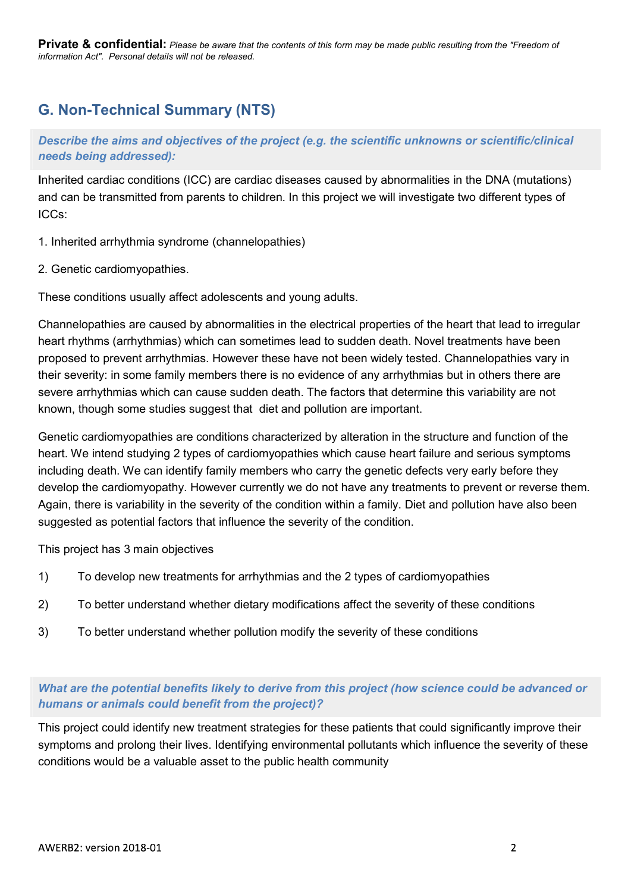**Private & confidential:** *Please be aware that the contents of this form may be made public resulting from the "Freedom of information Act". Personal details will not be released.*

## G. Non-Technical Summary (NTS)

***Describe the aims and objectives of the project (e.g. the scientific unknowns or scientific/clinical needs being addressed):***

**I**nherited cardiac conditions (ICC) are cardiac diseases caused by abnormalities in the DNA (mutations) and can be transmitted from parents to children. In this project we will investigate two different types of ICCs:

1. Inherited arrhythmia syndrome (channelopathies)

2. Genetic cardiomyopathies.

These conditions usually affect adolescents and young adults.

Channelopathies are caused by abnormalities in the electrical properties of the heart that lead to irregular heart rhythms (arrhythmias) which can sometimes lead to sudden death. Novel treatments have been proposed to prevent arrhythmias. However these have not been widely tested. Channelopathies vary in their severity: in some family members there is no evidence of any arrhythmias but in others there are severe arrhythmias which can cause sudden death. The factors that determine this variability are not known, though some studies suggest that diet and pollution are important.

Genetic cardiomyopathies are conditions characterized by alteration in the structure and function of the heart. We intend studying 2 types of cardiomyopathies which cause heart failure and serious symptoms including death. We can identify family members who carry the genetic defects very early before they develop the cardiomyopathy. However currently we do not have any treatments to prevent or reverse them. Again, there is variability in the severity of the condition within a family. Diet and pollution have also been suggested as potential factors that influence the severity of the condition.

This project has 3 main objectives

1) To develop new treatments for arrhythmias and the 2 types of cardiomyopathies

2) To better understand whether dietary modifications affect the severity of these conditions

3) To better understand whether pollution modify the severity of these conditions

***What are the potential benefits likely to derive from this project (how science could be advanced or humans or animals could benefit from the project)?***

This project could identify new treatment strategies for these patients that could significantly improve their symptoms and prolong their lives. Identifying environmental pollutants which influence the severity of these conditions would be a valuable asset to the public health community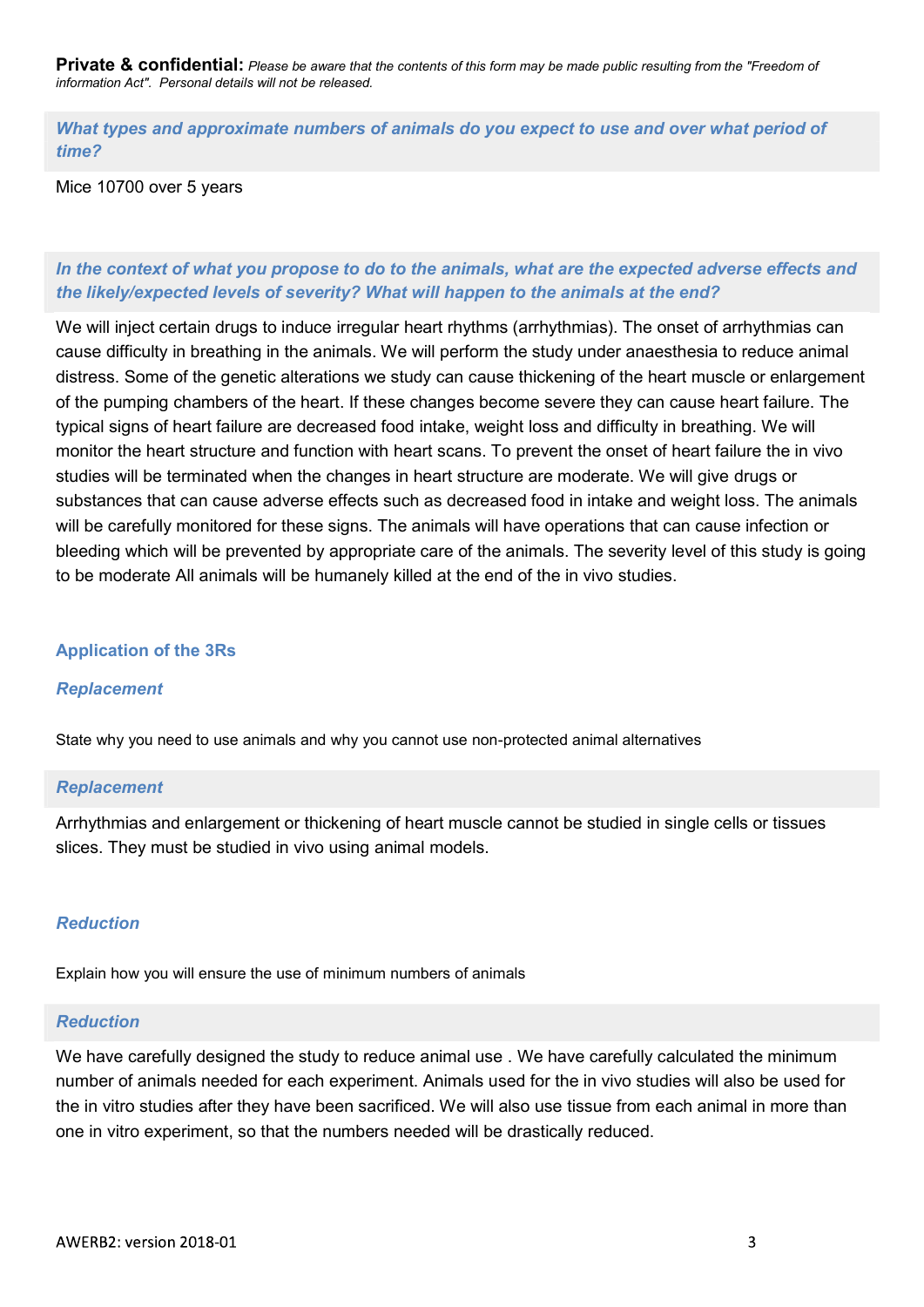**Private & confidential:** *Please be aware that the contents of this form may be made public resulting from the "Freedom of information Act". Personal details will not be released.*

### *What types and approximate numbers of animals do you expect to use and over what period of time?*

Mice 10700 over 5 years

### *In the context of what you propose to do to the animals, what are the expected adverse effects and the likely/expected levels of severity? What will happen to the animals at the end?*

We will inject certain drugs to induce irregular heart rhythms (arrhythmias). The onset of arrhythmias can cause difficulty in breathing in the animals. We will perform the study under anaesthesia to reduce animal distress. Some of the genetic alterations we study can cause thickening of the heart muscle or enlargement of the pumping chambers of the heart. If these changes become severe they can cause heart failure. The typical signs of heart failure are decreased food intake, weight loss and difficulty in breathing. We will monitor the heart structure and function with heart scans. To prevent the onset of heart failure the in vivo studies will be terminated when the changes in heart structure are moderate. We will give drugs or substances that can cause adverse effects such as decreased food in intake and weight loss. The animals will be carefully monitored for these signs. The animals will have operations that can cause infection or bleeding which will be prevented by appropriate care of the animals. The severity level of this study is going to be moderate All animals will be humanely killed at the end of the in vivo studies.

## Application of the 3Rs

### *Replacement*

State why you need to use animals and why you cannot use non-protected animal alternatives

### *Replacement*

Arrhythmias and enlargement or thickening of heart muscle cannot be studied in single cells or tissues slices. They must be studied in vivo using animal models.

### *Reduction*

Explain how you will ensure the use of minimum numbers of animals

### *Reduction*

We have carefully designed the study to reduce animal use . We have carefully calculated the minimum number of animals needed for each experiment. Animals used for the in vivo studies will also be used for the in vitro studies after they have been sacrificed. We will also use tissue from each animal in more than one in vitro experiment, so that the numbers needed will be drastically reduced.

AWERB2: version 2018-01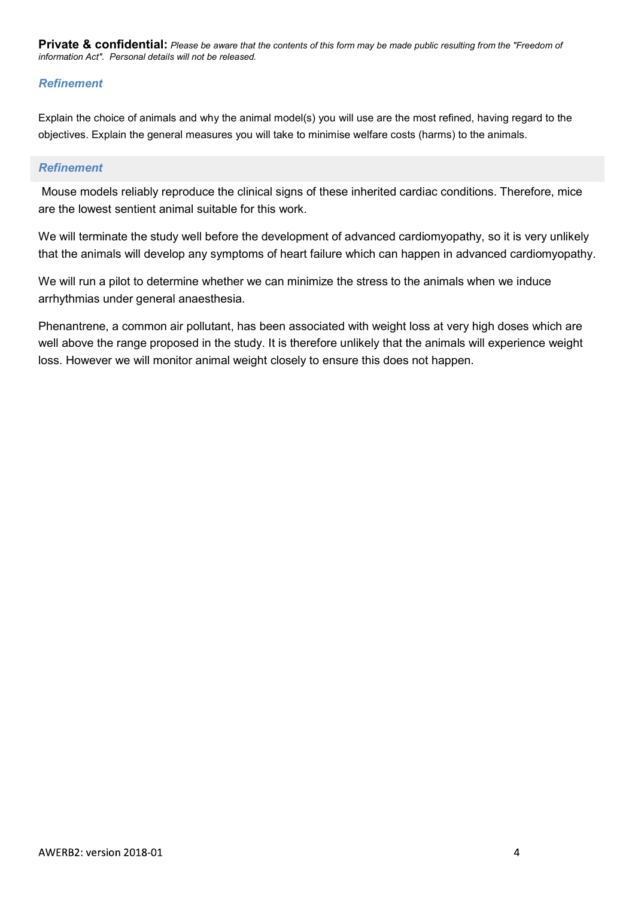**Private & confidential:** *Please be aware that the contents of this form may be made public resulting from the "Freedom of information Act". Personal details will not be released.*

### *Refinement*

Explain the choice of animals and why the animal model(s) you will use are the most refined, having regard to the objectives. Explain the general measures you will take to minimise welfare costs (harms) to the animals.

### *Refinement*

Mouse models reliably reproduce the clinical signs of these inherited cardiac conditions. Therefore, mice are the lowest sentient animal suitable for this work.

We will terminate the study well before the development of advanced cardiomyopathy, so it is very unlikely that the animals will develop any symptoms of heart failure which can happen in advanced cardiomyopathy.

We will run a pilot to determine whether we can minimize the stress to the animals when we induce arrhythmias under general anaesthesia.

Phenantrene, a common air pollutant, has been associated with weight loss at very high doses which are well above the range proposed in the study. It is therefore unlikely that the animals will experience weight loss. However we will monitor animal weight closely to ensure this does not happen.

AWERB2: version 2018-01